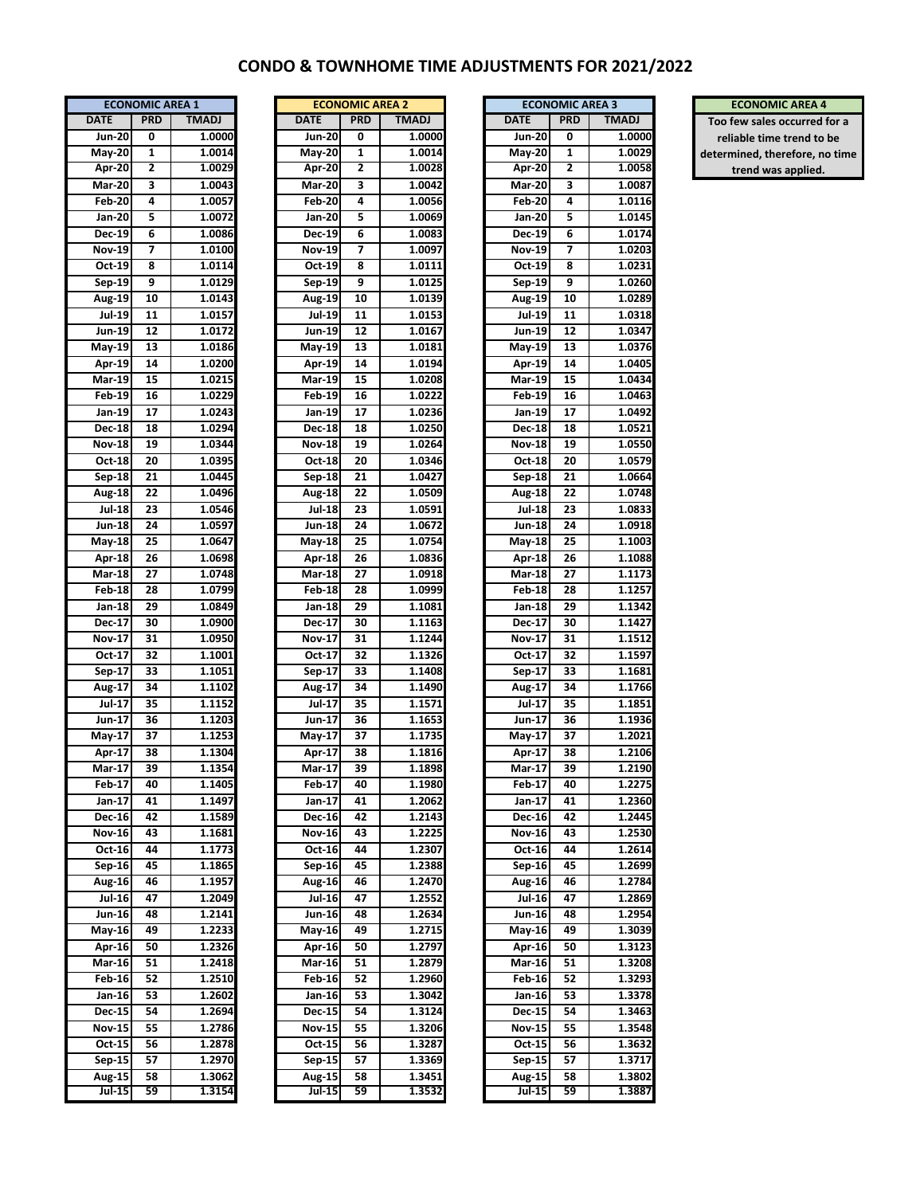# CONDO & TOWNHOME TIME ADJUSTMENTS FOR 2021/2022

| ECONOMIC AREA 1 | | |
|---|---|---|
| DATE | PRD | TMADJ |
| Jun-20 | 0 | 1.0000 |
| May-20 | 1 | 1.0014 |
| Apr-20 | 2 | 1.0029 |
| Mar-20 | 3 | 1.0043 |
| Feb-20 | 4 | 1.0057 |
| Jan-20 | 5 | 1.0072 |
| Dec-19 | 6 | 1.0086 |
| Nov-19 | 7 | 1.0100 |
| Oct-19 | 8 | 1.0114 |
| Sep-19 | 9 | 1.0129 |
| Aug-19 | 10 | 1.0143 |
| Jul-19 | 11 | 1.0157 |
| Jun-19 | 12 | 1.0172 |
| May-19 | 13 | 1.0186 |
| Apr-19 | 14 | 1.0200 |
| Mar-19 | 15 | 1.0215 |
| Feb-19 | 16 | 1.0229 |
| Jan-19 | 17 | 1.0243 |
| Dec-18 | 18 | 1.0294 |
| Nov-18 | 19 | 1.0344 |
| Oct-18 | 20 | 1.0395 |
| Sep-18 | 21 | 1.0445 |
| Aug-18 | 22 | 1.0496 |
| Jul-18 | 23 | 1.0546 |
| Jun-18 | 24 | 1.0597 |
| May-18 | 25 | 1.0647 |
| Apr-18 | 26 | 1.0698 |
| Mar-18 | 27 | 1.0748 |
| Feb-18 | 28 | 1.0799 |
| Jan-18 | 29 | 1.0849 |
| Dec-17 | 30 | 1.0900 |
| Nov-17 | 31 | 1.0950 |
| Oct-17 | 32 | 1.1001 |
| Sep-17 | 33 | 1.1051 |
| Aug-17 | 34 | 1.1102 |
| Jul-17 | 35 | 1.1152 |
| Jun-17 | 36 | 1.1203 |
| May-17 | 37 | 1.1253 |
| Apr-17 | 38 | 1.1304 |
| Mar-17 | 39 | 1.1354 |
| Feb-17 | 40 | 1.1405 |
| Jan-17 | 41 | 1.1497 |
| Dec-16 | 42 | 1.1589 |
| Nov-16 | 43 | 1.1681 |
| Oct-16 | 44 | 1.1773 |
| Sep-16 | 45 | 1.1865 |
| Aug-16 | 46 | 1.1957 |
| Jul-16 | 47 | 1.2049 |
| Jun-16 | 48 | 1.2141 |
| May-16 | 49 | 1.2233 |
| Apr-16 | 50 | 1.2326 |
| Mar-16 | 51 | 1.2418 |
| Feb-16 | 52 | 1.2510 |
| Jan-16 | 53 | 1.2602 |
| Dec-15 | 54 | 1.2694 |
| Nov-15 | 55 | 1.2786 |
| Oct-15 | 56 | 1.2878 |
| Sep-15 | 57 | 1.2970 |
| Aug-15 | 58 | 1.3062 |
| Jul-15 | 59 | 1.3154 |

| ECONOMIC AREA 2 | | |
|---|---|---|
| DATE | PRD | TMADJ |
| Jun-20 | 0 | 1.0000 |
| May-20 | 1 | 1.0014 |
| Apr-20 | 2 | 1.0028 |
| Mar-20 | 3 | 1.0042 |
| Feb-20 | 4 | 1.0056 |
| Jan-20 | 5 | 1.0069 |
| Dec-19 | 6 | 1.0083 |
| Nov-19 | 7 | 1.0097 |
| Oct-19 | 8 | 1.0111 |
| Sep-19 | 9 | 1.0125 |
| Aug-19 | 10 | 1.0139 |
| Jul-19 | 11 | 1.0153 |
| Jun-19 | 12 | 1.0167 |
| May-19 | 13 | 1.0181 |
| Apr-19 | 14 | 1.0194 |
| Mar-19 | 15 | 1.0208 |
| Feb-19 | 16 | 1.0222 |
| Jan-19 | 17 | 1.0236 |
| Dec-18 | 18 | 1.0250 |
| Nov-18 | 19 | 1.0264 |
| Oct-18 | 20 | 1.0346 |
| Sep-18 | 21 | 1.0427 |
| Aug-18 | 22 | 1.0509 |
| Jul-18 | 23 | 1.0591 |
| Jun-18 | 24 | 1.0672 |
| May-18 | 25 | 1.0754 |
| Apr-18 | 26 | 1.0836 |
| Mar-18 | 27 | 1.0918 |
| Feb-18 | 28 | 1.0999 |
| Jan-18 | 29 | 1.1081 |
| Dec-17 | 30 | 1.1163 |
| Nov-17 | 31 | 1.1244 |
| Oct-17 | 32 | 1.1326 |
| Sep-17 | 33 | 1.1408 |
| Aug-17 | 34 | 1.1490 |
| Jul-17 | 35 | 1.1571 |
| Jun-17 | 36 | 1.1653 |
| May-17 | 37 | 1.1735 |
| Apr-17 | 38 | 1.1816 |
| Mar-17 | 39 | 1.1898 |
| Feb-17 | 40 | 1.1980 |
| Jan-17 | 41 | 1.2062 |
| Dec-16 | 42 | 1.2143 |
| Nov-16 | 43 | 1.2225 |
| Oct-16 | 44 | 1.2307 |
| Sep-16 | 45 | 1.2388 |
| Aug-16 | 46 | 1.2470 |
| Jul-16 | 47 | 1.2552 |
| Jun-16 | 48 | 1.2634 |
| May-16 | 49 | 1.2715 |
| Apr-16 | 50 | 1.2797 |
| Mar-16 | 51 | 1.2879 |
| Feb-16 | 52 | 1.2960 |
| Jan-16 | 53 | 1.3042 |
| Dec-15 | 54 | 1.3124 |
| Nov-15 | 55 | 1.3206 |
| Oct-15 | 56 | 1.3287 |
| Sep-15 | 57 | 1.3369 |
| Aug-15 | 58 | 1.3451 |
| Jul-15 | 59 | 1.3532 |

| ECONOMIC AREA 3 | | |
|---|---|---|
| DATE | PRD | TMADJ |
| Jun-20 | 0 | 1.0000 |
| May-20 | 1 | 1.0029 |
| Apr-20 | 2 | 1.0058 |
| Mar-20 | 3 | 1.0087 |
| Feb-20 | 4 | 1.0116 |
| Jan-20 | 5 | 1.0145 |
| Dec-19 | 6 | 1.0174 |
| Nov-19 | 7 | 1.0203 |
| Oct-19 | 8 | 1.0231 |
| Sep-19 | 9 | 1.0260 |
| Aug-19 | 10 | 1.0289 |
| Jul-19 | 11 | 1.0318 |
| Jun-19 | 12 | 1.0347 |
| May-19 | 13 | 1.0376 |
| Apr-19 | 14 | 1.0405 |
| Mar-19 | 15 | 1.0434 |
| Feb-19 | 16 | 1.0463 |
| Jan-19 | 17 | 1.0492 |
| Dec-18 | 18 | 1.0521 |
| Nov-18 | 19 | 1.0550 |
| Oct-18 | 20 | 1.0579 |
| Sep-18 | 21 | 1.0664 |
| Aug-18 | 22 | 1.0748 |
| Jul-18 | 23 | 1.0833 |
| Jun-18 | 24 | 1.0918 |
| May-18 | 25 | 1.1003 |
| Apr-18 | 26 | 1.1088 |
| Mar-18 | 27 | 1.1173 |
| Feb-18 | 28 | 1.1257 |
| Jan-18 | 29 | 1.1342 |
| Dec-17 | 30 | 1.1427 |
| Nov-17 | 31 | 1.1512 |
| Oct-17 | 32 | 1.1597 |
| Sep-17 | 33 | 1.1681 |
| Aug-17 | 34 | 1.1766 |
| Jul-17 | 35 | 1.1851 |
| Jun-17 | 36 | 1.1936 |
| May-17 | 37 | 1.2021 |
| Apr-17 | 38 | 1.2106 |
| Mar-17 | 39 | 1.2190 |
| Feb-17 | 40 | 1.2275 |
| Jan-17 | 41 | 1.2360 |
| Dec-16 | 42 | 1.2445 |
| Nov-16 | 43 | 1.2530 |
| Oct-16 | 44 | 1.2614 |
| Sep-16 | 45 | 1.2699 |
| Aug-16 | 46 | 1.2784 |
| Jul-16 | 47 | 1.2869 |
| Jun-16 | 48 | 1.2954 |
| May-16 | 49 | 1.3039 |
| Apr-16 | 50 | 1.3123 |
| Mar-16 | 51 | 1.3208 |
| Feb-16 | 52 | 1.3293 |
| Jan-16 | 53 | 1.3378 |
| Dec-15 | 54 | 1.3463 |
| Nov-15 | 55 | 1.3548 |
| Oct-15 | 56 | 1.3632 |
| Sep-15 | 57 | 1.3717 |
| Aug-15 | 58 | 1.3802 |
| Jul-15 | 59 | 1.3887 |

| ECONOMIC AREA 4 |
|---|
| Too few sales occurred for a reliable time trend to be determined, therefore, no time trend was applied. |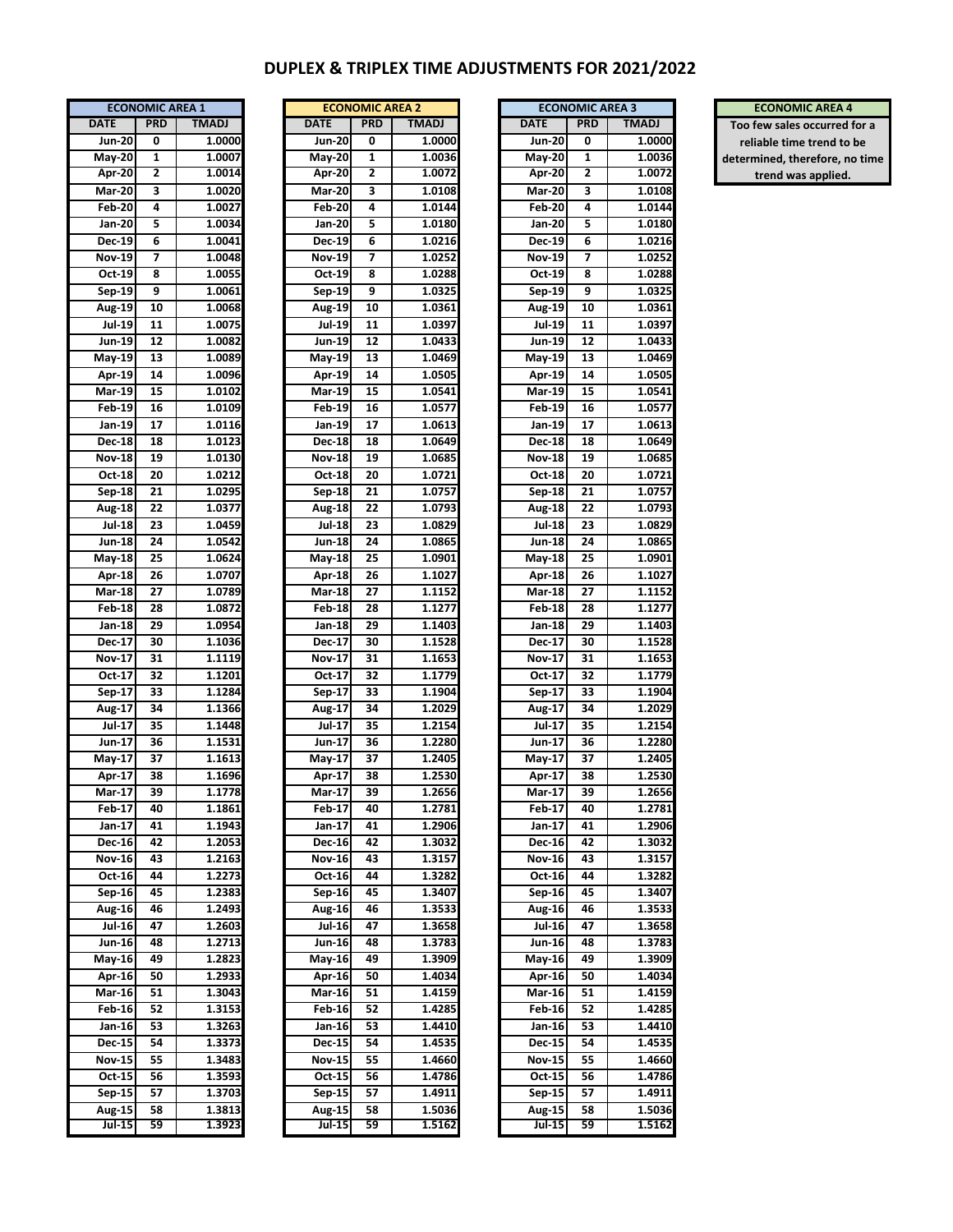# DUPLEX & TRIPLEX TIME ADJUSTMENTS FOR 2021/2022

**ECONOMIC AREA 1**

| DATE | PRD | TMADJ |
|---|---|---|
| Jun-20 | 0 | 1.0000 |
| May-20 | 1 | 1.0007 |
| Apr-20 | 2 | 1.0014 |
| Mar-20 | 3 | 1.0020 |
| Feb-20 | 4 | 1.0027 |
| Jan-20 | 5 | 1.0034 |
| Dec-19 | 6 | 1.0041 |
| Nov-19 | 7 | 1.0048 |
| Oct-19 | 8 | 1.0055 |
| Sep-19 | 9 | 1.0061 |
| Aug-19 | 10 | 1.0068 |
| Jul-19 | 11 | 1.0075 |
| Jun-19 | 12 | 1.0082 |
| May-19 | 13 | 1.0089 |
| Apr-19 | 14 | 1.0096 |
| Mar-19 | 15 | 1.0102 |
| Feb-19 | 16 | 1.0109 |
| Jan-19 | 17 | 1.0116 |
| Dec-18 | 18 | 1.0123 |
| Nov-18 | 19 | 1.0130 |
| Oct-18 | 20 | 1.0212 |
| Sep-18 | 21 | 1.0295 |
| Aug-18 | 22 | 1.0377 |
| Jul-18 | 23 | 1.0459 |
| Jun-18 | 24 | 1.0542 |
| May-18 | 25 | 1.0624 |
| Apr-18 | 26 | 1.0707 |
| Mar-18 | 27 | 1.0789 |
| Feb-18 | 28 | 1.0872 |
| Jan-18 | 29 | 1.0954 |
| Dec-17 | 30 | 1.1036 |
| Nov-17 | 31 | 1.1119 |
| Oct-17 | 32 | 1.1201 |
| Sep-17 | 33 | 1.1284 |
| Aug-17 | 34 | 1.1366 |
| Jul-17 | 35 | 1.1448 |
| Jun-17 | 36 | 1.1531 |
| May-17 | 37 | 1.1613 |
| Apr-17 | 38 | 1.1696 |
| Mar-17 | 39 | 1.1778 |
| Feb-17 | 40 | 1.1861 |
| Jan-17 | 41 | 1.1943 |
| Dec-16 | 42 | 1.2053 |
| Nov-16 | 43 | 1.2163 |
| Oct-16 | 44 | 1.2273 |
| Sep-16 | 45 | 1.2383 |
| Aug-16 | 46 | 1.2493 |
| Jul-16 | 47 | 1.2603 |
| Jun-16 | 48 | 1.2713 |
| May-16 | 49 | 1.2823 |
| Apr-16 | 50 | 1.2933 |
| Mar-16 | 51 | 1.3043 |
| Feb-16 | 52 | 1.3153 |
| Jan-16 | 53 | 1.3263 |
| Dec-15 | 54 | 1.3373 |
| Nov-15 | 55 | 1.3483 |
| Oct-15 | 56 | 1.3593 |
| Sep-15 | 57 | 1.3703 |
| Aug-15 | 58 | 1.3813 |
| Jul-15 | 59 | 1.3923 |

**ECONOMIC AREA 2**

| DATE | PRD | TMADJ |
|---|---|---|
| Jun-20 | 0 | 1.0000 |
| May-20 | 1 | 1.0036 |
| Apr-20 | 2 | 1.0072 |
| Mar-20 | 3 | 1.0108 |
| Feb-20 | 4 | 1.0144 |
| Jan-20 | 5 | 1.0180 |
| Dec-19 | 6 | 1.0216 |
| Nov-19 | 7 | 1.0252 |
| Oct-19 | 8 | 1.0288 |
| Sep-19 | 9 | 1.0325 |
| Aug-19 | 10 | 1.0361 |
| Jul-19 | 11 | 1.0397 |
| Jun-19 | 12 | 1.0433 |
| May-19 | 13 | 1.0469 |
| Apr-19 | 14 | 1.0505 |
| Mar-19 | 15 | 1.0541 |
| Feb-19 | 16 | 1.0577 |
| Jan-19 | 17 | 1.0613 |
| Dec-18 | 18 | 1.0649 |
| Nov-18 | 19 | 1.0685 |
| Oct-18 | 20 | 1.0721 |
| Sep-18 | 21 | 1.0757 |
| Aug-18 | 22 | 1.0793 |
| Jul-18 | 23 | 1.0829 |
| Jun-18 | 24 | 1.0865 |
| May-18 | 25 | 1.0901 |
| Apr-18 | 26 | 1.1027 |
| Mar-18 | 27 | 1.1152 |
| Feb-18 | 28 | 1.1277 |
| Jan-18 | 29 | 1.1403 |
| Dec-17 | 30 | 1.1528 |
| Nov-17 | 31 | 1.1653 |
| Oct-17 | 32 | 1.1779 |
| Sep-17 | 33 | 1.1904 |
| Aug-17 | 34 | 1.2029 |
| Jul-17 | 35 | 1.2154 |
| Jun-17 | 36 | 1.2280 |
| May-17 | 37 | 1.2405 |
| Apr-17 | 38 | 1.2530 |
| Mar-17 | 39 | 1.2656 |
| Feb-17 | 40 | 1.2781 |
| Jan-17 | 41 | 1.2906 |
| Dec-16 | 42 | 1.3032 |
| Nov-16 | 43 | 1.3157 |
| Oct-16 | 44 | 1.3282 |
| Sep-16 | 45 | 1.3407 |
| Aug-16 | 46 | 1.3533 |
| Jul-16 | 47 | 1.3658 |
| Jun-16 | 48 | 1.3783 |
| May-16 | 49 | 1.3909 |
| Apr-16 | 50 | 1.4034 |
| Mar-16 | 51 | 1.4159 |
| Feb-16 | 52 | 1.4285 |
| Jan-16 | 53 | 1.4410 |
| Dec-15 | 54 | 1.4535 |
| Nov-15 | 55 | 1.4660 |
| Oct-15 | 56 | 1.4786 |
| Sep-15 | 57 | 1.4911 |
| Aug-15 | 58 | 1.5036 |
| Jul-15 | 59 | 1.5162 |

**ECONOMIC AREA 3**

| DATE | PRD | TMADJ |
|---|---|---|
| Jun-20 | 0 | 1.0000 |
| May-20 | 1 | 1.0036 |
| Apr-20 | 2 | 1.0072 |
| Mar-20 | 3 | 1.0108 |
| Feb-20 | 4 | 1.0144 |
| Jan-20 | 5 | 1.0180 |
| Dec-19 | 6 | 1.0216 |
| Nov-19 | 7 | 1.0252 |
| Oct-19 | 8 | 1.0288 |
| Sep-19 | 9 | 1.0325 |
| Aug-19 | 10 | 1.0361 |
| Jul-19 | 11 | 1.0397 |
| Jun-19 | 12 | 1.0433 |
| May-19 | 13 | 1.0469 |
| Apr-19 | 14 | 1.0505 |
| Mar-19 | 15 | 1.0541 |
| Feb-19 | 16 | 1.0577 |
| Jan-19 | 17 | 1.0613 |
| Dec-18 | 18 | 1.0649 |
| Nov-18 | 19 | 1.0685 |
| Oct-18 | 20 | 1.0721 |
| Sep-18 | 21 | 1.0757 |
| Aug-18 | 22 | 1.0793 |
| Jul-18 | 23 | 1.0829 |
| Jun-18 | 24 | 1.0865 |
| May-18 | 25 | 1.0901 |
| Apr-18 | 26 | 1.1027 |
| Mar-18 | 27 | 1.1152 |
| Feb-18 | 28 | 1.1277 |
| Jan-18 | 29 | 1.1403 |
| Dec-17 | 30 | 1.1528 |
| Nov-17 | 31 | 1.1653 |
| Oct-17 | 32 | 1.1779 |
| Sep-17 | 33 | 1.1904 |
| Aug-17 | 34 | 1.2029 |
| Jul-17 | 35 | 1.2154 |
| Jun-17 | 36 | 1.2280 |
| May-17 | 37 | 1.2405 |
| Apr-17 | 38 | 1.2530 |
| Mar-17 | 39 | 1.2656 |
| Feb-17 | 40 | 1.2781 |
| Jan-17 | 41 | 1.2906 |
| Dec-16 | 42 | 1.3032 |
| Nov-16 | 43 | 1.3157 |
| Oct-16 | 44 | 1.3282 |
| Sep-16 | 45 | 1.3407 |
| Aug-16 | 46 | 1.3533 |
| Jul-16 | 47 | 1.3658 |
| Jun-16 | 48 | 1.3783 |
| May-16 | 49 | 1.3909 |
| Apr-16 | 50 | 1.4034 |
| Mar-16 | 51 | 1.4159 |
| Feb-16 | 52 | 1.4285 |
| Jan-16 | 53 | 1.4410 |
| Dec-15 | 54 | 1.4535 |
| Nov-15 | 55 | 1.4660 |
| Oct-15 | 56 | 1.4786 |
| Sep-15 | 57 | 1.4911 |
| Aug-15 | 58 | 1.5036 |
| Jul-15 | 59 | 1.5162 |

**ECONOMIC AREA 4**

Too few sales occurred for a reliable time trend to be determined, therefore, no time trend was applied.